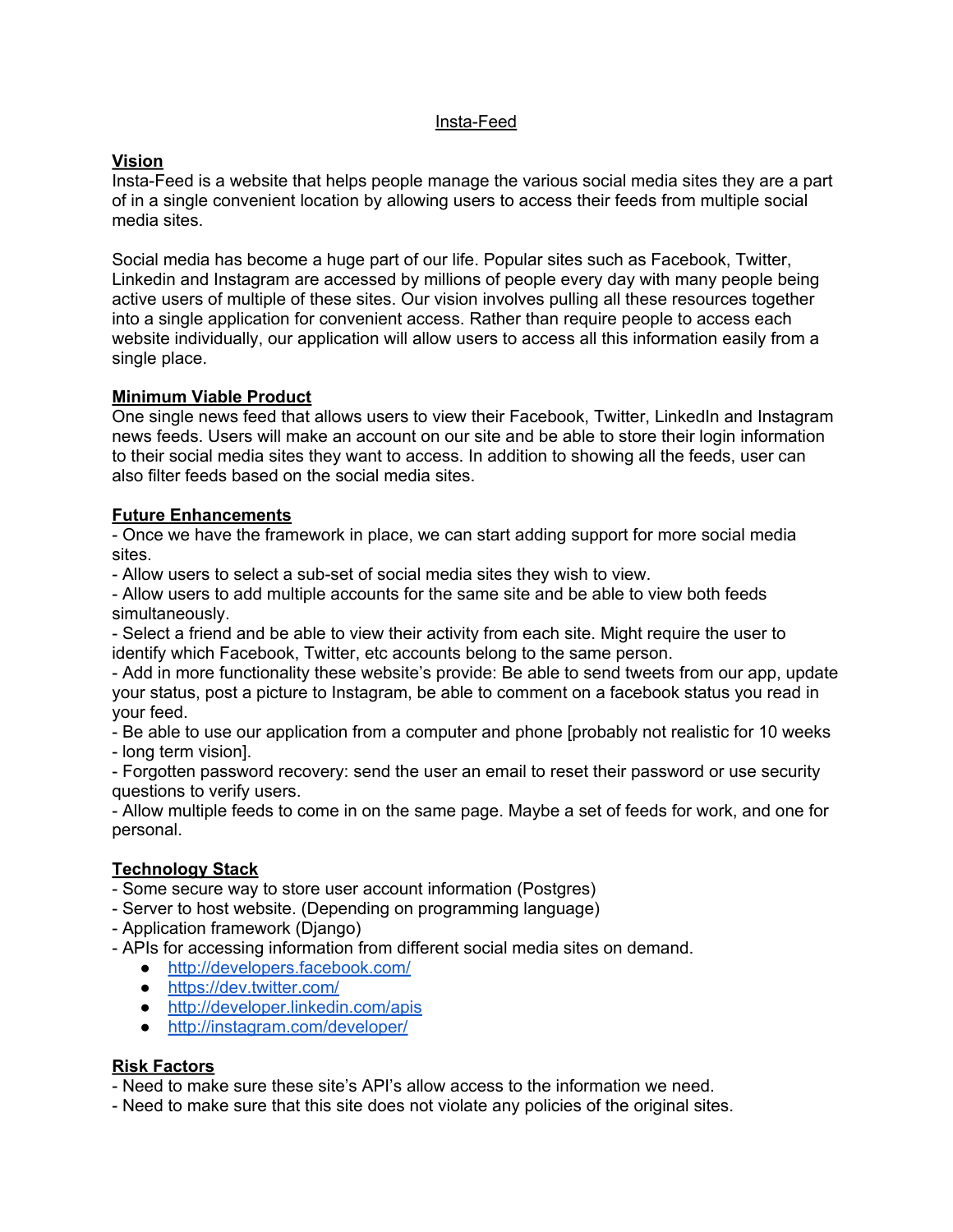# Insta-Feed

## Vision

Insta-Feed is a website that helps people manage the various social media sites they are a part of in a single convenient location by allowing users to access their feeds from multiple social media sites.

Social media has become a huge part of our life. Popular sites such as Facebook, Twitter, Linkedin and Instagram are accessed by millions of people every day with many people being active users of multiple of these sites. Our vision involves pulling all these resources together into a single application for convenient access. Rather than require people to access each website individually, our application will allow users to access all this information easily from a single place.

## Minimum Viable Product

One single news feed that allows users to view their Facebook, Twitter, LinkedIn and Instagram news feeds. Users will make an account on our site and be able to store their login information to their social media sites they want to access. In addition to showing all the feeds, user can also filter feeds based on the social media sites.

## Future Enhancements

- Once we have the framework in place, we can start adding support for more social media sites.
- Allow users to select a sub-set of social media sites they wish to view.
- Allow users to add multiple accounts for the same site and be able to view both feeds simultaneously.
- Select a friend and be able to view their activity from each site. Might require the user to identify which Facebook, Twitter, etc accounts belong to the same person.
- Add in more functionality these website's provide: Be able to send tweets from our app, update your status, post a picture to Instagram, be able to comment on a facebook status you read in your feed.
- Be able to use our application from a computer and phone [probably not realistic for 10 weeks - long term vision].
- Forgotten password recovery: send the user an email to reset their password or use security questions to verify users.
- Allow multiple feeds to come in on the same page. Maybe a set of feeds for work, and one for personal.

## Technology Stack

- Some secure way to store user account information (Postgres)
- Server to host website. (Depending on programming language)
- Application framework (Django)
- APIs for accessing information from different social media sites on demand.
    - http://developers.facebook.com/
    - https://dev.twitter.com/
    - http://developer.linkedin.com/apis
    - http://instagram.com/developer/

## Risk Factors

- Need to make sure these site's API's allow access to the information we need.
- Need to make sure that this site does not violate any policies of the original sites.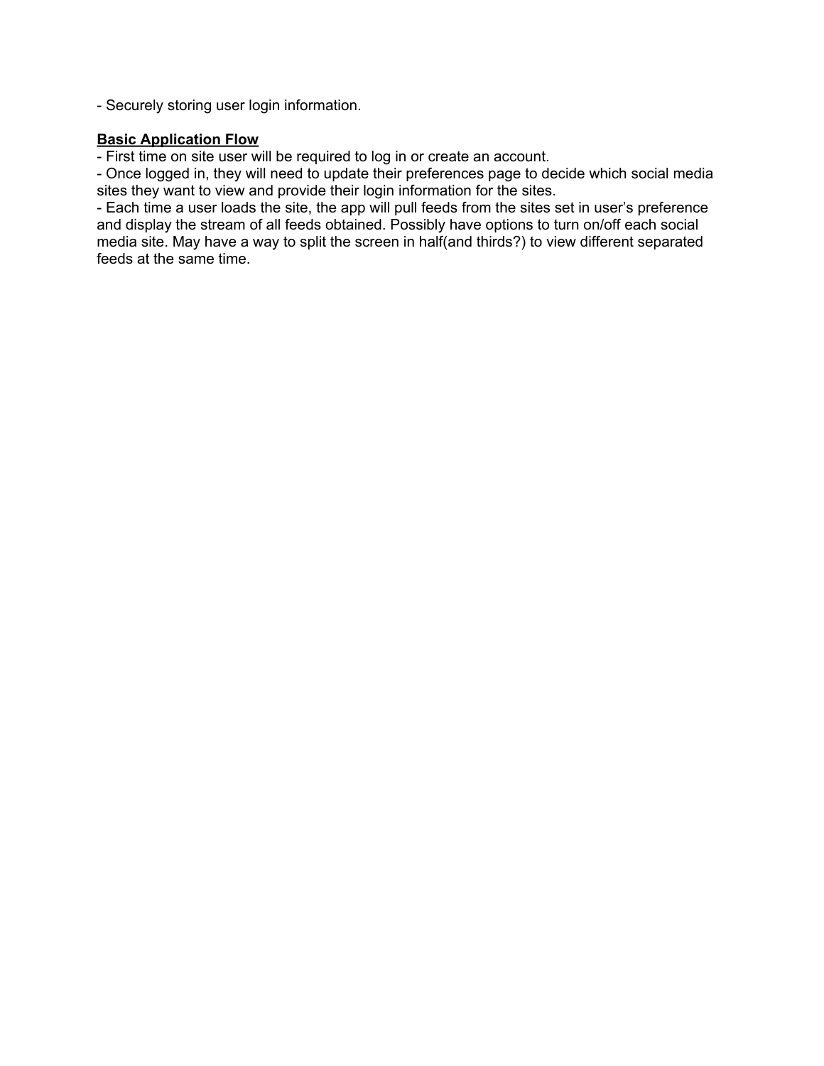- Securely storing user login information.

**Basic Application Flow**

- First time on site user will be required to log in or create an account.
- Once logged in, they will need to update their preferences page to decide which social media sites they want to view and provide their login information for the sites.
- Each time a user loads the site, the app will pull feeds from the sites set in user's preference and display the stream of all feeds obtained. Possibly have options to turn on/off each social media site. May have a way to split the screen in half(and thirds?) to view different separated feeds at the same time.